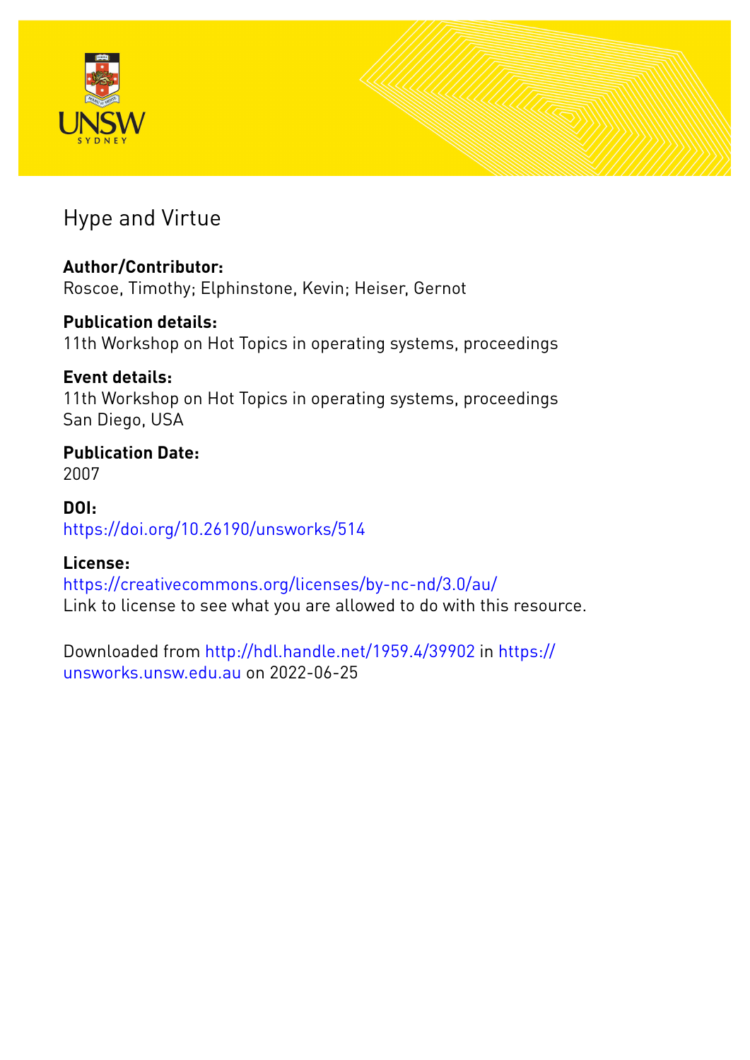# Hype and Virtue

**Author/Contributor:**
Roscoe, Timothy; Elphinstone, Kevin; Heiser, Gernot

**Publication details:**
11th Workshop on Hot Topics in operating systems, proceedings

**Event details:**
11th Workshop on Hot Topics in operating systems, proceedings
San Diego, USA

**Publication Date:**
2007

**DOI:**
https://doi.org/10.26190/unsworks/514

**License:**
https://creativecommons.org/licenses/by-nc-nd/3.0/au/
Link to license to see what you are allowed to do with this resource.

Downloaded from http://hdl.handle.net/1959.4/39902 in https://unsworks.unsw.edu.au on 2022-06-25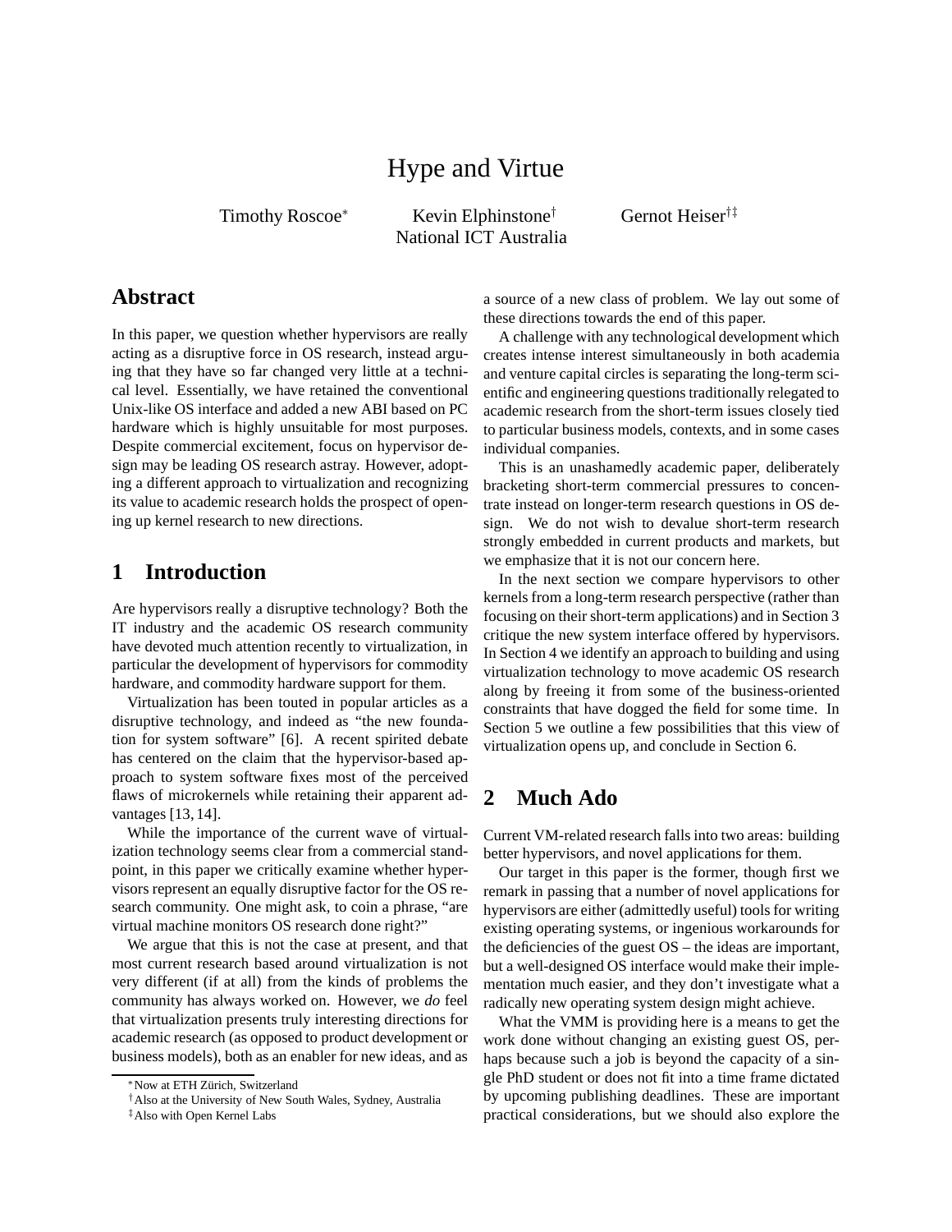# Hype and Virtue

Timothy Roscoe[*] Kevin Elphinstone[†] Gernot Heiser[†‡]

National ICT Australia

## Abstract

In this paper, we question whether hypervisors are really acting as a disruptive force in OS research, instead arguing that they have so far changed very little at a technical level. Essentially, we have retained the conventional Unix-like OS interface and added a new ABI based on PC hardware which is highly unsuitable for most purposes. Despite commercial excitement, focus on hypervisor design may be leading OS research astray. However, adopting a different approach to virtualization and recognizing its value to academic research holds the prospect of opening up kernel research to new directions.

## 1 Introduction

Are hypervisors really a disruptive technology? Both the IT industry and the academic OS research community have devoted much attention recently to virtualization, in particular the development of hypervisors for commodity hardware, and commodity hardware support for them.

Virtualization has been touted in popular articles as a disruptive technology, and indeed as "the new foundation for system software" [6]. A recent spirited debate has centered on the claim that the hypervisor-based approach to system software fixes most of the perceived flaws of microkernels while retaining their apparent advantages [13, 14].

While the importance of the current wave of virtualization technology seems clear from a commercial standpoint, in this paper we critically examine whether hypervisors represent an equally disruptive factor for the OS research community. One might ask, to coin a phrase, "are virtual machine monitors OS research done right?"

We argue that this is not the case at present, and that most current research based around virtualization is not very different (if at all) from the kinds of problems the community has always worked on. However, we *do* feel that virtualization presents truly interesting directions for academic research (as opposed to product development or business models), both as an enabler for new ideas, and as a source of a new class of problem. We lay out some of these directions towards the end of this paper.

A challenge with any technological development which creates intense interest simultaneously in both academia and venture capital circles is separating the long-term scientific and engineering questions traditionally relegated to academic research from the short-term issues closely tied to particular business models, contexts, and in some cases individual companies.

This is an unashamedly academic paper, deliberately bracketing short-term commercial pressures to concentrate instead on longer-term research questions in OS design. We do not wish to devalue short-term research strongly embedded in current products and markets, but we emphasize that it is not our concern here.

In the next section we compare hypervisors to other kernels from a long-term research perspective (rather than focusing on their short-term applications) and in Section 3 critique the new system interface offered by hypervisors. In Section 4 we identify an approach to building and using virtualization technology to move academic OS research along by freeing it from some of the business-oriented constraints that have dogged the field for some time. In Section 5 we outline a few possibilities that this view of virtualization opens up, and conclude in Section 6.

## 2 Much Ado

Current VM-related research falls into two areas: building better hypervisors, and novel applications for them.

Our target in this paper is the former, though first we remark in passing that a number of novel applications for hypervisors are either (admittedly useful) tools for writing existing operating systems, or ingenious workarounds for the deficiencies of the guest OS – the ideas are important, but a well-designed OS interface would make their implementation much easier, and they don't investigate what a radically new operating system design might achieve.

What the VMM is providing here is a means to get the work done without changing an existing guest OS, perhaps because such a job is beyond the capacity of a single PhD student or does not fit into a time frame dictated by upcoming publishing deadlines. These are important practical considerations, but we should also explore the

[*] Now at ETH Zürich, Switzerland

[†] Also at the University of New South Wales, Sydney, Australia

[‡] Also with Open Kernel Labs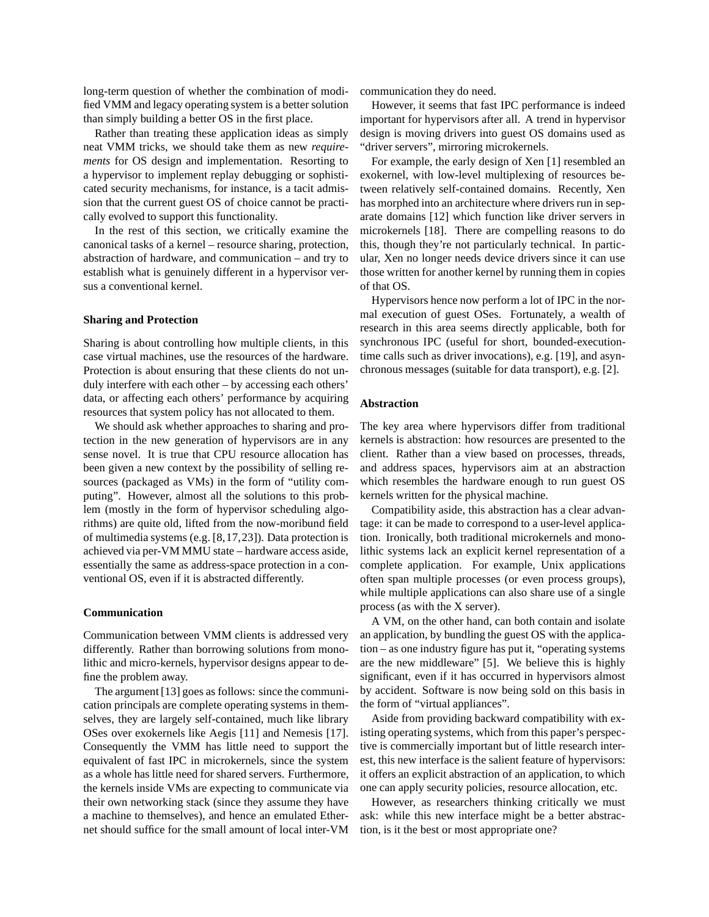long-term question of whether the combination of modified VMM and legacy operating system is a better solution than simply building a better OS in the first place.

Rather than treating these application ideas as simply neat VMM tricks, we should take them as new *requirements* for OS design and implementation. Resorting to a hypervisor to implement replay debugging or sophisticated security mechanisms, for instance, is a tacit admission that the current guest OS of choice cannot be practically evolved to support this functionality.

In the rest of this section, we critically examine the canonical tasks of a kernel – resource sharing, protection, abstraction of hardware, and communication – and try to establish what is genuinely different in a hypervisor versus a conventional kernel.

### Sharing and Protection

Sharing is about controlling how multiple clients, in this case virtual machines, use the resources of the hardware. Protection is about ensuring that these clients do not unduly interfere with each other – by accessing each others' data, or affecting each others' performance by acquiring resources that system policy has not allocated to them.

We should ask whether approaches to sharing and protection in the new generation of hypervisors are in any sense novel. It is true that CPU resource allocation has been given a new context by the possibility of selling resources (packaged as VMs) in the form of "utility computing". However, almost all the solutions to this problem (mostly in the form of hypervisor scheduling algorithms) are quite old, lifted from the now-moribund field of multimedia systems (e.g. [8,17,23]). Data protection is achieved via per-VM MMU state – hardware access aside, essentially the same as address-space protection in a conventional OS, even if it is abstracted differently.

### Communication

Communication between VMM clients is addressed very differently. Rather than borrowing solutions from monolithic and micro-kernels, hypervisor designs appear to define the problem away.

The argument [13] goes as follows: since the communication principals are complete operating systems in themselves, they are largely self-contained, much like library OSes over exokernels like Aegis [11] and Nemesis [17]. Consequently the VMM has little need to support the equivalent of fast IPC in microkernels, since the system as a whole has little need for shared servers. Furthermore, the kernels inside VMs are expecting to communicate via their own networking stack (since they assume they have a machine to themselves), and hence an emulated Ethernet should suffice for the small amount of local inter-VM communication they do need.

However, it seems that fast IPC performance is indeed important for hypervisors after all. A trend in hypervisor design is moving drivers into guest OS domains used as "driver servers", mirroring microkernels.

For example, the early design of Xen [1] resembled an exokernel, with low-level multiplexing of resources between relatively self-contained domains. Recently, Xen has morphed into an architecture where drivers run in separate domains [12] which function like driver servers in microkernels [18]. There are compelling reasons to do this, though they're not particularly technical. In particular, Xen no longer needs device drivers since it can use those written for another kernel by running them in copies of that OS.

Hypervisors hence now perform a lot of IPC in the normal execution of guest OSes. Fortunately, a wealth of research in this area seems directly applicable, both for synchronous IPC (useful for short, bounded-execution-time calls such as driver invocations), e.g. [19], and asynchronous messages (suitable for data transport), e.g. [2].

### Abstraction

The key area where hypervisors differ from traditional kernels is abstraction: how resources are presented to the client. Rather than a view based on processes, threads, and address spaces, hypervisors aim at an abstraction which resembles the hardware enough to run guest OS kernels written for the physical machine.

Compatibility aside, this abstraction has a clear advantage: it can be made to correspond to a user-level application. Ironically, both traditional microkernels and monolithic systems lack an explicit kernel representation of a complete application. For example, Unix applications often span multiple processes (or even process groups), while multiple applications can also share use of a single process (as with the X server).

A VM, on the other hand, can both contain and isolate an application, by bundling the guest OS with the application – as one industry figure has put it, "operating systems are the new middleware" [5]. We believe this is highly significant, even if it has occurred in hypervisors almost by accident. Software is now being sold on this basis in the form of "virtual appliances".

Aside from providing backward compatibility with existing operating systems, which from this paper's perspective is commercially important but of little research interest, this new interface is the salient feature of hypervisors: it offers an explicit abstraction of an application, to which one can apply security policies, resource allocation, etc.

However, as researchers thinking critically we must ask: while this new interface might be a better abstraction, is it the best or most appropriate one?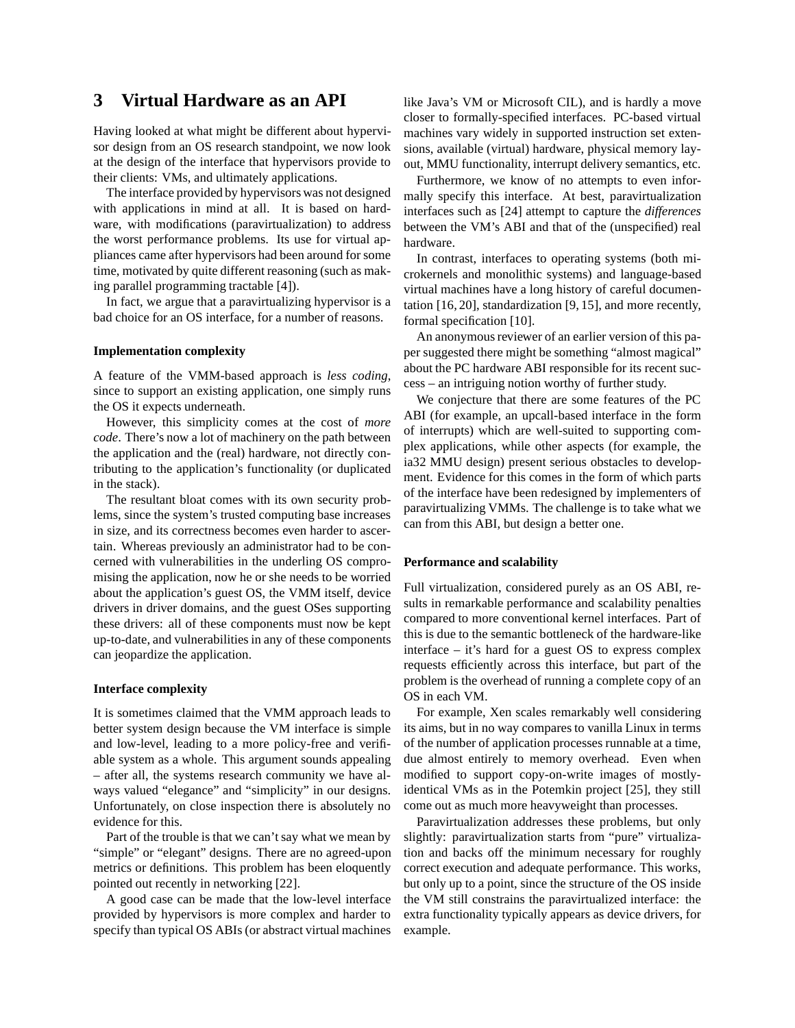## 3 Virtual Hardware as an API

Having looked at what might be different about hypervisor design from an OS research standpoint, we now look at the design of the interface that hypervisors provide to their clients: VMs, and ultimately applications.

The interface provided by hypervisors was not designed with applications in mind at all. It is based on hardware, with modifications (paravirtualization) to address the worst performance problems. Its use for virtual appliances came after hypervisors had been around for some time, motivated by quite different reasoning (such as making parallel programming tractable [4]).

In fact, we argue that a paravirtualizing hypervisor is a bad choice for an OS interface, for a number of reasons.

#### Implementation complexity

A feature of the VMM-based approach is *less coding*, since to support an existing application, one simply runs the OS it expects underneath.

However, this simplicity comes at the cost of *more code*. There's now a lot of machinery on the path between the application and the (real) hardware, not directly contributing to the application's functionality (or duplicated in the stack).

The resultant bloat comes with its own security problems, since the system's trusted computing base increases in size, and its correctness becomes even harder to ascertain. Whereas previously an administrator had to be concerned with vulnerabilities in the underling OS compromising the application, now he or she needs to be worried about the application's guest OS, the VMM itself, device drivers in driver domains, and the guest OSes supporting these drivers: all of these components must now be kept up-to-date, and vulnerabilities in any of these components can jeopardize the application.

#### Interface complexity

It is sometimes claimed that the VMM approach leads to better system design because the VM interface is simple and low-level, leading to a more policy-free and verifiable system as a whole. This argument sounds appealing – after all, the systems research community we have always valued "elegance" and "simplicity" in our designs. Unfortunately, on close inspection there is absolutely no evidence for this.

Part of the trouble is that we can't say what we mean by "simple" or "elegant" designs. There are no agreed-upon metrics or definitions. This problem has been eloquently pointed out recently in networking [22].

A good case can be made that the low-level interface provided by hypervisors is more complex and harder to specify than typical OS ABIs (or abstract virtual machines like Java's VM or Microsoft CIL), and is hardly a move closer to formally-specified interfaces. PC-based virtual machines vary widely in supported instruction set extensions, available (virtual) hardware, physical memory layout, MMU functionality, interrupt delivery semantics, etc.

Furthermore, we know of no attempts to even informally specify this interface. At best, paravirtualization interfaces such as [24] attempt to capture the *differences* between the VM's ABI and that of the (unspecified) real hardware.

In contrast, interfaces to operating systems (both microkernels and monolithic systems) and language-based virtual machines have a long history of careful documentation [16, 20], standardization [9, 15], and more recently, formal specification [10].

An anonymous reviewer of an earlier version of this paper suggested there might be something "almost magical" about the PC hardware ABI responsible for its recent success – an intriguing notion worthy of further study.

We conjecture that there are some features of the PC ABI (for example, an upcall-based interface in the form of interrupts) which are well-suited to supporting complex applications, while other aspects (for example, the ia32 MMU design) present serious obstacles to development. Evidence for this comes in the form of which parts of the interface have been redesigned by implementers of paravirtualizing VMMs. The challenge is to take what we can from this ABI, but design a better one.

#### Performance and scalability

Full virtualization, considered purely as an OS ABI, results in remarkable performance and scalability penalties compared to more conventional kernel interfaces. Part of this is due to the semantic bottleneck of the hardware-like interface – it's hard for a guest OS to express complex requests efficiently across this interface, but part of the problem is the overhead of running a complete copy of an OS in each VM.

For example, Xen scales remarkably well considering its aims, but in no way compares to vanilla Linux in terms of the number of application processes runnable at a time, due almost entirely to memory overhead. Even when modified to support copy-on-write images of mostly-identical VMs as in the Potemkin project [25], they still come out as much more heavyweight than processes.

Paravirtualization addresses these problems, but only slightly: paravirtualization starts from "pure" virtualization and backs off the minimum necessary for roughly correct execution and adequate performance. This works, but only up to a point, since the structure of the OS inside the VM still constrains the paravirtualized interface: the extra functionality typically appears as device drivers, for example.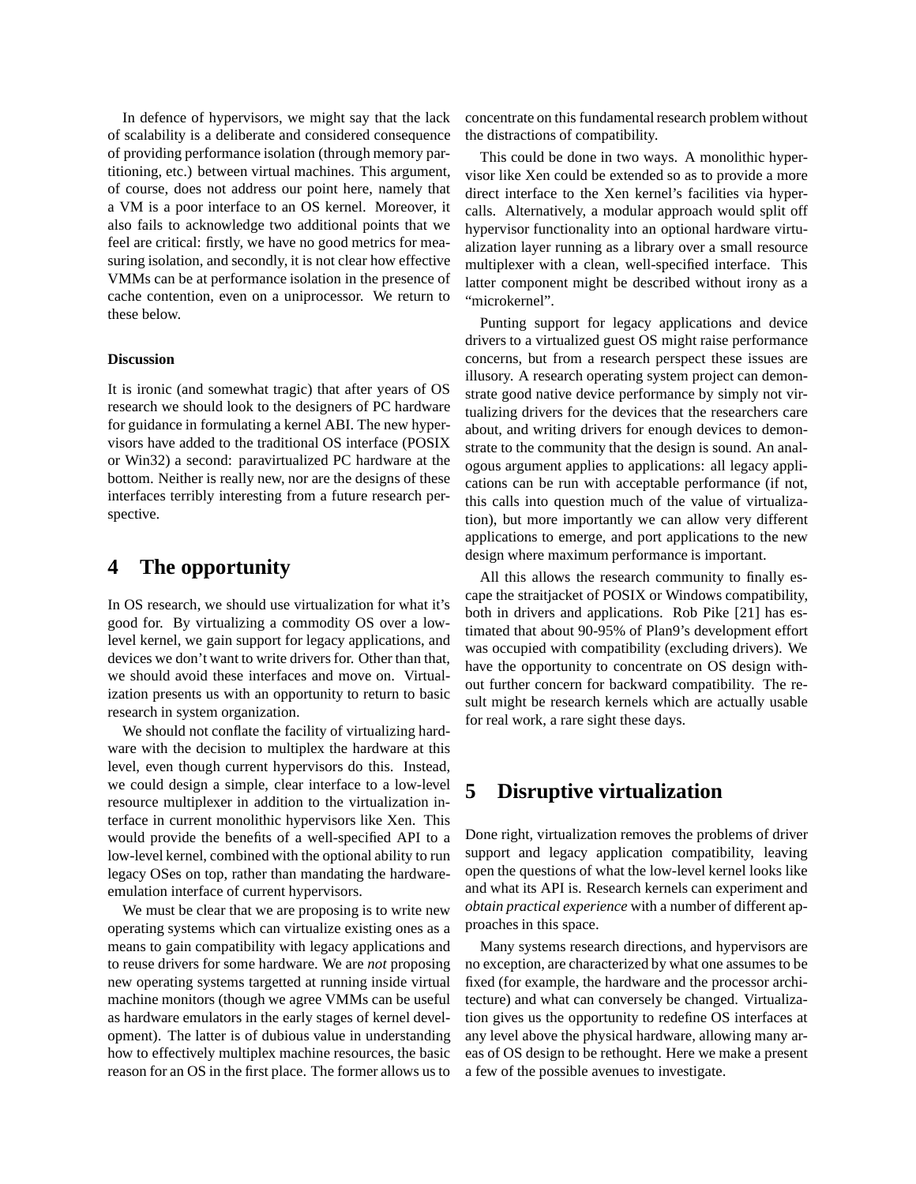In defence of hypervisors, we might say that the lack of scalability is a deliberate and considered consequence of providing performance isolation (through memory partitioning, etc.) between virtual machines. This argument, of course, does not address our point here, namely that a VM is a poor interface to an OS kernel. Moreover, it also fails to acknowledge two additional points that we feel are critical: firstly, we have no good metrics for measuring isolation, and secondly, it is not clear how effective VMMs can be at performance isolation in the presence of cache contention, even on a uniprocessor. We return to these below.

#### Discussion

It is ironic (and somewhat tragic) that after years of OS research we should look to the designers of PC hardware for guidance in formulating a kernel ABI. The new hypervisors have added to the traditional OS interface (POSIX or Win32) a second: paravirtualized PC hardware at the bottom. Neither is really new, nor are the designs of these interfaces terribly interesting from a future research perspective.

## 4 The opportunity

In OS research, we should use virtualization for what it's good for. By virtualizing a commodity OS over a low-level kernel, we gain support for legacy applications, and devices we don't want to write drivers for. Other than that, we should avoid these interfaces and move on. Virtualization presents us with an opportunity to return to basic research in system organization.

We should not conflate the facility of virtualizing hardware with the decision to multiplex the hardware at this level, even though current hypervisors do this. Instead, we could design a simple, clear interface to a low-level resource multiplexer in addition to the virtualization interface in current monolithic hypervisors like Xen. This would provide the benefits of a well-specified API to a low-level kernel, combined with the optional ability to run legacy OSes on top, rather than mandating the hardware-emulation interface of current hypervisors.

We must be clear that what we are proposing is to write new operating systems which can virtualize existing ones as a means to gain compatibility with legacy applications and to reuse drivers for some hardware. We are *not* proposing new operating systems targetted at running inside virtual machine monitors (though we agree VMMs can be useful as hardware emulators in the early stages of kernel development). The latter is of dubious value in understanding how to effectively multiplex machine resources, the basic reason for an OS in the first place. The former allows us to concentrate on this fundamental research problem without the distractions of compatibility.

This could be done in two ways. A monolithic hypervisor like Xen could be extended so as to provide a more direct interface to the Xen kernel's facilities via hypercalls. Alternatively, a modular approach would split off hypervisor functionality into an optional hardware virtualization layer running as a library over a small resource multiplexer with a clean, well-specified interface. This latter component might be described without irony as a "microkernel".

Punting support for legacy applications and device drivers to a virtualized guest OS might raise performance concerns, but from a research perspect these issues are illusory. A research operating system project can demonstrate good native device performance by simply not virtualizing drivers for the devices that the researchers care about, and writing drivers for enough devices to demonstrate to the community that the design is sound. An analogous argument applies to applications: all legacy applications can be run with acceptable performance (if not, this calls into question much of the value of virtualization), but more importantly we can allow very different applications to emerge, and port applications to the new design where maximum performance is important.

All this allows the research community to finally escape the straitjacket of POSIX or Windows compatibility, both in drivers and applications. Rob Pike [21] has estimated that about 90-95% of Plan9's development effort was occupied with compatibility (excluding drivers). We have the opportunity to concentrate on OS design without further concern for backward compatibility. The result might be research kernels which are actually usable for real work, a rare sight these days.

## 5 Disruptive virtualization

Done right, virtualization removes the problems of driver support and legacy application compatibility, leaving open the questions of what the low-level kernel looks like and what its API is. Research kernels can experiment and *obtain practical experience* with a number of different approaches in this space.

Many systems research directions, and hypervisors are no exception, are characterized by what one assumes to be fixed (for example, the hardware and the processor architecture) and what can conversely be changed. Virtualization gives us the opportunity to redefine OS interfaces at any level above the physical hardware, allowing many areas of OS design to be rethought. Here we make a present a few of the possible avenues to investigate.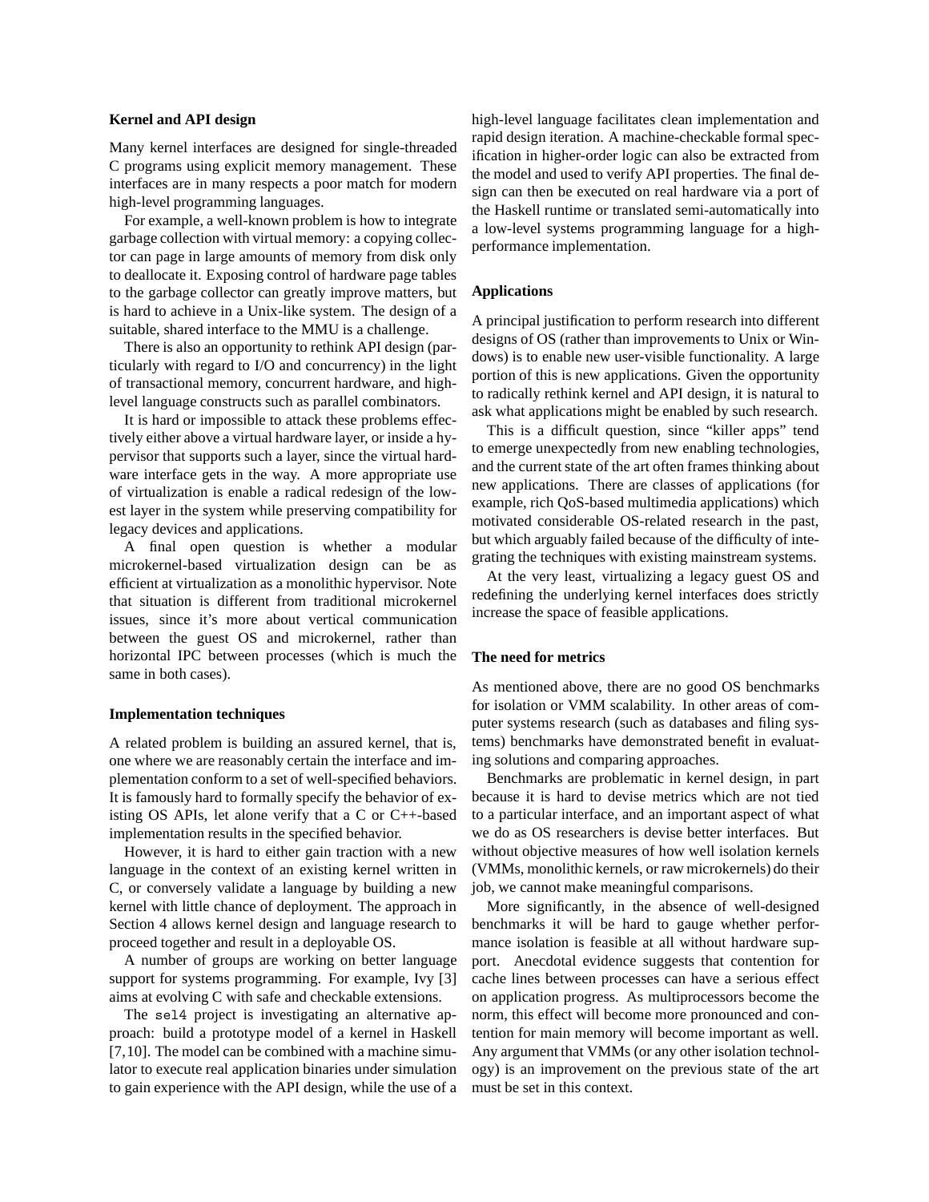### Kernel and API design

Many kernel interfaces are designed for single-threaded C programs using explicit memory management. These interfaces are in many respects a poor match for modern high-level programming languages.

For example, a well-known problem is how to integrate garbage collection with virtual memory: a copying collector can page in large amounts of memory from disk only to deallocate it. Exposing control of hardware page tables to the garbage collector can greatly improve matters, but is hard to achieve in a Unix-like system. The design of a suitable, shared interface to the MMU is a challenge.

There is also an opportunity to rethink API design (particularly with regard to I/O and concurrency) in the light of transactional memory, concurrent hardware, and high-level language constructs such as parallel combinators.

It is hard or impossible to attack these problems effectively either above a virtual hardware layer, or inside a hypervisor that supports such a layer, since the virtual hardware interface gets in the way. A more appropriate use of virtualization is enable a radical redesign of the lowest layer in the system while preserving compatibility for legacy devices and applications.

A final open question is whether a modular microkernel-based virtualization design can be as efficient at virtualization as a monolithic hypervisor. Note that situation is different from traditional microkernel issues, since it's more about vertical communication between the guest OS and microkernel, rather than horizontal IPC between processes (which is much the same in both cases).

### Implementation techniques

A related problem is building an assured kernel, that is, one where we are reasonably certain the interface and implementation conform to a set of well-specified behaviors. It is famously hard to formally specify the behavior of existing OS APIs, let alone verify that a C or C++-based implementation results in the specified behavior.

However, it is hard to either gain traction with a new language in the context of an existing kernel written in C, or conversely validate a language by building a new kernel with little chance of deployment. The approach in Section 4 allows kernel design and language research to proceed together and result in a deployable OS.

A number of groups are working on better language support for systems programming. For example, Ivy [3] aims at evolving C with safe and checkable extensions.

The `sel4` project is investigating an alternative approach: build a prototype model of a kernel in Haskell [7,10]. The model can be combined with a machine simulator to execute real application binaries under simulation to gain experience with the API design, while the use of a high-level language facilitates clean implementation and rapid design iteration. A machine-checkable formal specification in higher-order logic can also be extracted from the model and used to verify API properties. The final design can then be executed on real hardware via a port of the Haskell runtime or translated semi-automatically into a low-level systems programming language for a high-performance implementation.

### Applications

A principal justification to perform research into different designs of OS (rather than improvements to Unix or Windows) is to enable new user-visible functionality. A large portion of this is new applications. Given the opportunity to radically rethink kernel and API design, it is natural to ask what applications might be enabled by such research.

This is a difficult question, since "killer apps" tend to emerge unexpectedly from new enabling technologies, and the current state of the art often frames thinking about new applications. There are classes of applications (for example, rich QoS-based multimedia applications) which motivated considerable OS-related research in the past, but which arguably failed because of the difficulty of integrating the techniques with existing mainstream systems.

At the very least, virtualizing a legacy guest OS and redefining the underlying kernel interfaces does strictly increase the space of feasible applications.

### The need for metrics

As mentioned above, there are no good OS benchmarks for isolation or VMM scalability. In other areas of computer systems research (such as databases and filing systems) benchmarks have demonstrated benefit in evaluating solutions and comparing approaches.

Benchmarks are problematic in kernel design, in part because it is hard to devise metrics which are not tied to a particular interface, and an important aspect of what we do as OS researchers is devise better interfaces. But without objective measures of how well isolation kernels (VMMs, monolithic kernels, or raw microkernels) do their job, we cannot make meaningful comparisons.

More significantly, in the absence of well-designed benchmarks it will be hard to gauge whether performance isolation is feasible at all without hardware support. Anecdotal evidence suggests that contention for cache lines between processes can have a serious effect on application progress. As multiprocessors become the norm, this effect will become more pronounced and contention for main memory will become important as well. Any argument that VMMs (or any other isolation technology) is an improvement on the previous state of the art must be set in this context.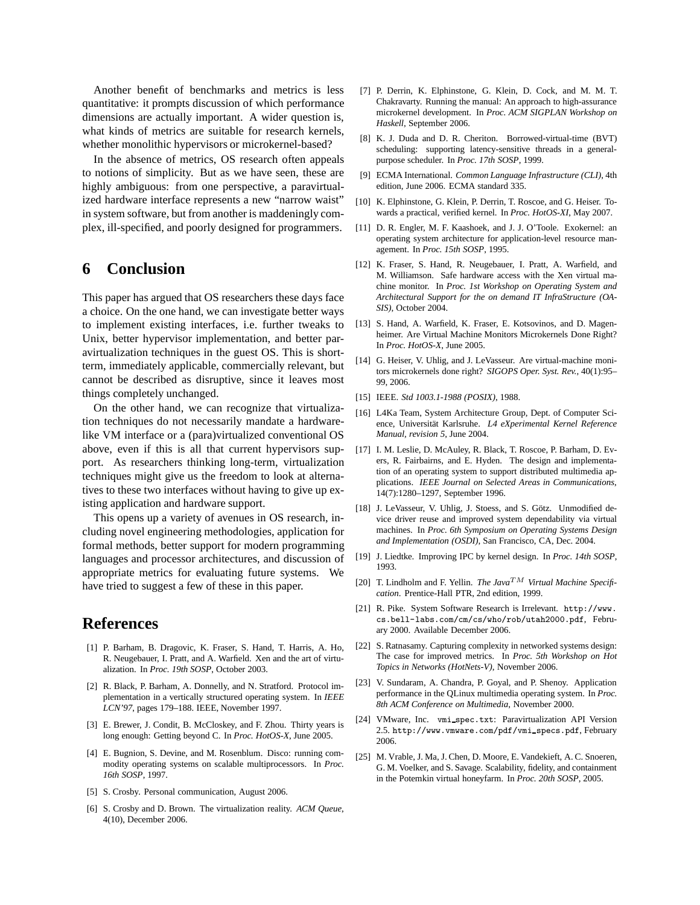Another benefit of benchmarks and metrics is less quantitative: it prompts discussion of which performance dimensions are actually important. A wider question is, what kinds of metrics are suitable for research kernels, whether monolithic hypervisors or microkernel-based?

In the absence of metrics, OS research often appeals to notions of simplicity. But as we have seen, these are highly ambiguous: from one perspective, a paravirtualized hardware interface represents a new "narrow waist" in system software, but from another is maddeningly complex, ill-specified, and poorly designed for programmers.

## 6 Conclusion

This paper has argued that OS researchers these days face a choice. On the one hand, we can investigate better ways to implement existing interfaces, i.e. further tweaks to Unix, better hypervisor implementation, and better paravirtualization techniques in the guest OS. This is short-term, immediately applicable, commercially relevant, but cannot be described as disruptive, since it leaves most things completely unchanged.

On the other hand, we can recognize that virtualization techniques do not necessarily mandate a hardware-like VM interface or a (para)virtualized conventional OS above, even if this is all that current hypervisors support. As researchers thinking long-term, virtualization techniques might give us the freedom to look at alternatives to these two interfaces without having to give up existing application and hardware support.

This opens up a variety of avenues in OS research, including novel engineering methodologies, application for formal methods, better support for modern programming languages and processor architectures, and discussion of appropriate metrics for evaluating future systems. We have tried to suggest a few of these in this paper.

## References

[1] P. Barham, B. Dragovic, K. Fraser, S. Hand, T. Harris, A. Ho, R. Neugebauer, I. Pratt, and A. Warfield. Xen and the art of virtualization. In *Proc. 19th SOSP*, October 2003.

[2] R. Black, P. Barham, A. Donnelly, and N. Stratford. Protocol implementation in a vertically structured operating system. In *IEEE LCN'97*, pages 179–188. IEEE, November 1997.

[3] E. Brewer, J. Condit, B. McCloskey, and F. Zhou. Thirty years is long enough: Getting beyond C. In *Proc. HotOS-X*, June 2005.

[4] E. Bugnion, S. Devine, and M. Rosenblum. Disco: running commodity operating systems on scalable multiprocessors. In *Proc. 16th SOSP*, 1997.

[5] S. Crosby. Personal communication, August 2006.

[6] S. Crosby and D. Brown. The virtualization reality. *ACM Queue*, 4(10), December 2006.

[7] P. Derrin, K. Elphinstone, G. Klein, D. Cock, and M. M. T. Chakravarty. Running the manual: An approach to high-assurance microkernel development. In *Proc. ACM SIGPLAN Workshop on Haskell*, September 2006.

[8] K. J. Duda and D. R. Cheriton. Borrowed-virtual-time (BVT) scheduling: supporting latency-sensitive threads in a general-purpose scheduler. In *Proc. 17th SOSP*, 1999.

[9] ECMA International. *Common Language Infrastructure (CLI)*, 4th edition, June 2006. ECMA standard 335.

[10] K. Elphinstone, G. Klein, P. Derrin, T. Roscoe, and G. Heiser. Towards a practical, verified kernel. In *Proc. HotOS-XI*, May 2007.

[11] D. R. Engler, M. F. Kaashoek, and J. J. O'Toole. Exokernel: an operating system architecture for application-level resource management. In *Proc. 15th SOSP*, 1995.

[12] K. Fraser, S. Hand, R. Neugebauer, I. Pratt, A. Warfield, and M. Williamson. Safe hardware access with the Xen virtual machine monitor. In *Proc. 1st Workshop on Operating System and Architectural Support for the on demand IT InfraStructure (OASIS)*, October 2004.

[13] S. Hand, A. Warfield, K. Fraser, E. Kotsovinos, and D. Magenheimer. Are Virtual Machine Monitors Microkernels Done Right? In *Proc. HotOS-X*, June 2005.

[14] G. Heiser, V. Uhlig, and J. LeVasseur. Are virtual-machine monitors microkernels done right? *SIGOPS Oper. Syst. Rev.*, 40(1):95–99, 2006.

[15] IEEE. *Std 1003.1-1988 (POSIX)*, 1988.

[16] L4Ka Team, System Architecture Group, Dept. of Computer Science, Universität Karlsruhe. *L4 eXperimental Kernel Reference Manual, revision 5*, June 2004.

[17] I. M. Leslie, D. McAuley, R. Black, T. Roscoe, P. Barham, D. Evers, R. Fairbairns, and E. Hyden. The design and implementation of an operating system to support distributed multimedia applications. *IEEE Journal on Selected Areas in Communications*, 14(7):1280–1297, September 1996.

[18] J. LeVasseur, V. Uhlig, J. Stoess, and S. Götz. Unmodified device driver reuse and improved system dependability via virtual machines. In *Proc. 6th Symposium on Operating Systems Design and Implementation (OSDI)*, San Francisco, CA, Dec. 2004.

[19] J. Liedtke. Improving IPC by kernel design. In *Proc. 14th SOSP*, 1993.

[20] T. Lindholm and F. Yellin. *The Java$^{TM}$ Virtual Machine Specification*. Prentice-Hall PTR, 2nd edition, 1999.

[21] R. Pike. System Software Research is Irrelevant. `http://www.cs.bell-labs.com/cm/cs/who/rob/utah2000.pdf`, February 2000. Available December 2006.

[22] S. Ratnasamy. Capturing complexity in networked systems design: The case for improved metrics. In *Proc. 5th Workshop on Hot Topics in Networks (HotNets-V)*, November 2006.

[23] V. Sundaram, A. Chandra, P. Goyal, and P. Shenoy. Application performance in the QLinux multimedia operating system. In *Proc. 8th ACM Conference on Multimedia*, November 2000.

[24] VMware, Inc. `vmi_spec.txt`: Paravirtualization API Version 2.5. `http://www.vmware.com/pdf/vmi_specs.pdf`, February 2006.

[25] M. Vrable, J. Ma, J. Chen, D. Moore, E. Vandekieft, A. C. Snoeren, G. M. Voelker, and S. Savage. Scalability, fidelity, and containment in the Potemkin virtual honeyfarm. In *Proc. 20th SOSP*, 2005.